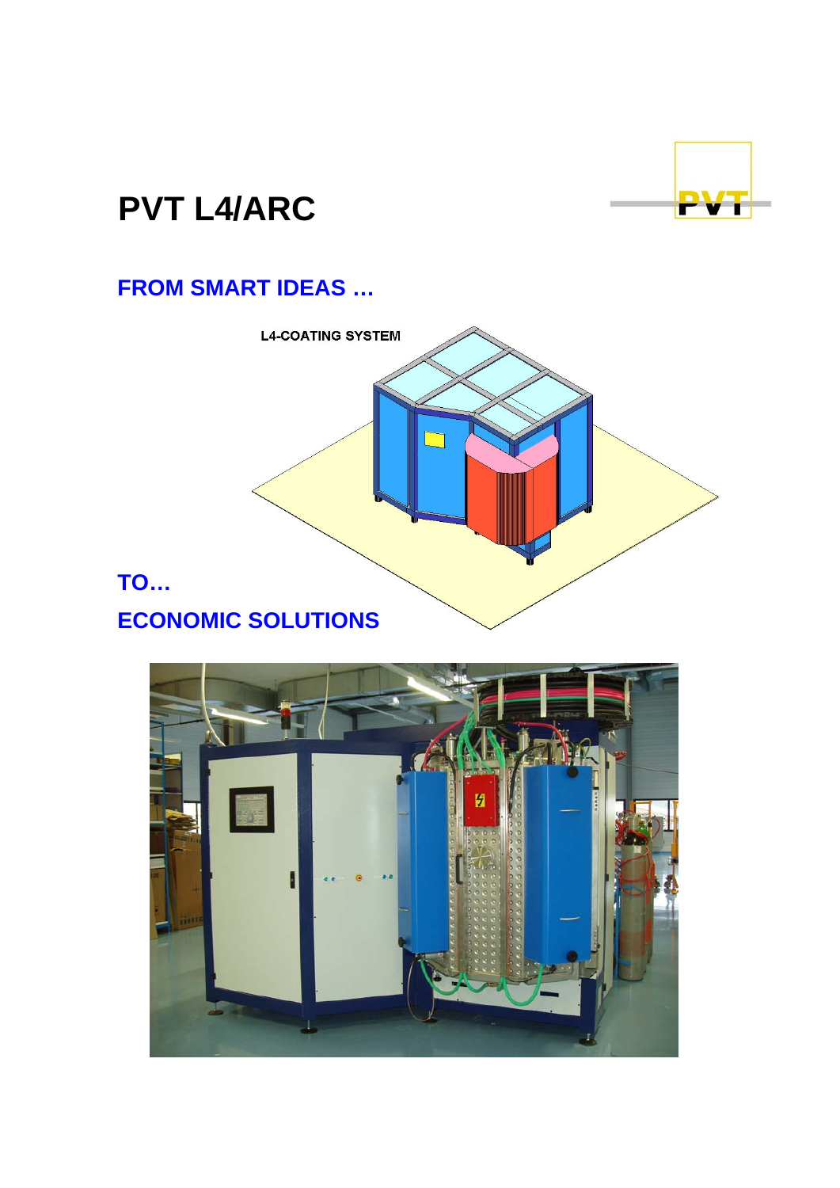# PVT L4/ARC

PVT

## FROM SMART IDEAS …

L4-COATING SYSTEM

## TO…

## ECONOMIC SOLUTIONS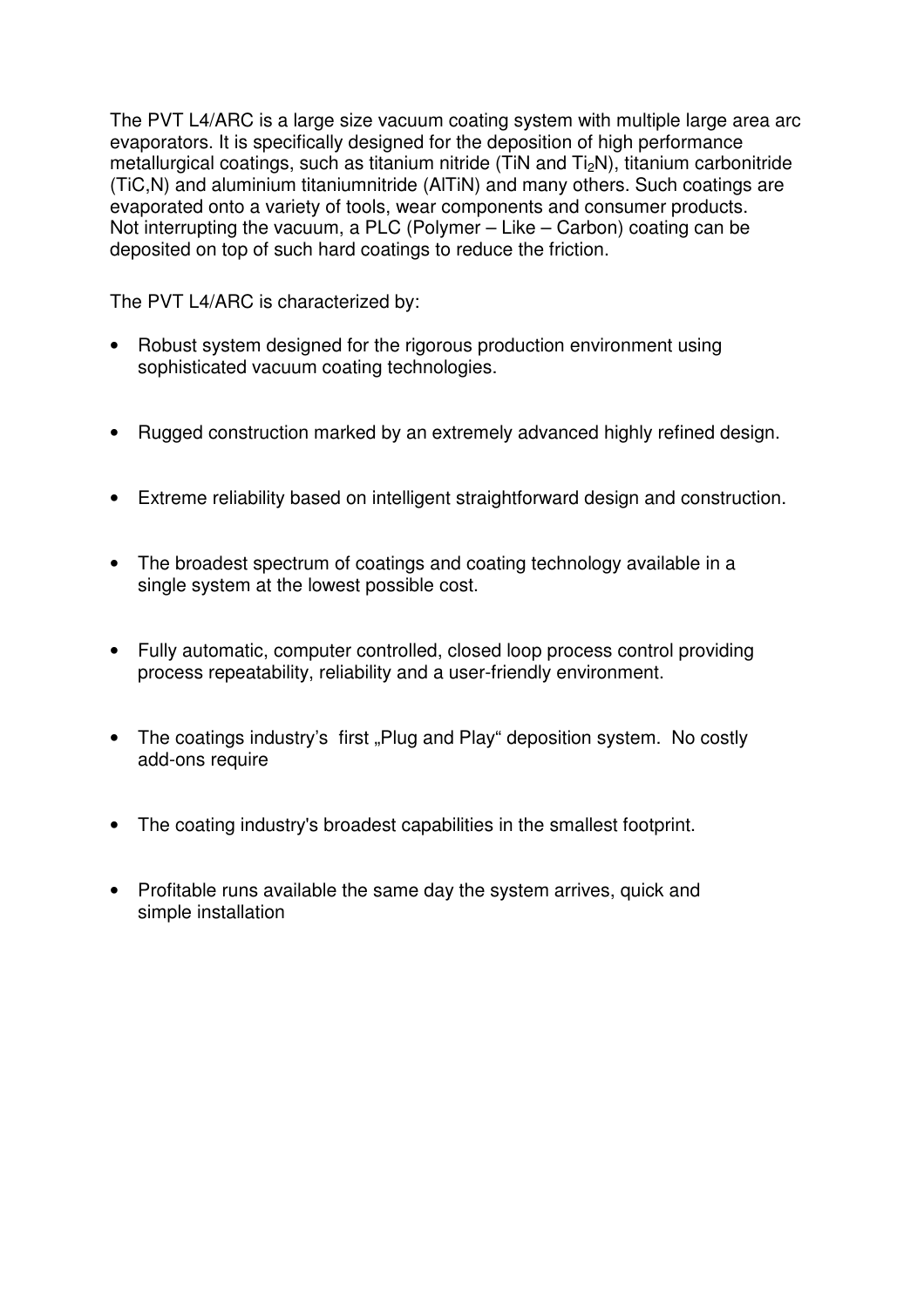The PVT L4/ARC is a large size vacuum coating system with multiple large area arc evaporators. It is specifically designed for the deposition of high performance metallurgical coatings, such as titanium nitride (TiN and $Ti_2N$), titanium carbonitride (TiC,N) and aluminium titaniumnitride (AlTiN) and many others. Such coatings are evaporated onto a variety of tools, wear components and consumer products. Not interrupting the vacuum, a PLC (Polymer – Like – Carbon) coating can be deposited on top of such hard coatings to reduce the friction.

The PVT L4/ARC is characterized by:

- Robust system designed for the rigorous production environment using sophisticated vacuum coating technologies.

- Rugged construction marked by an extremely advanced highly refined design.

- Extreme reliability based on intelligent straightforward design and construction.

- The broadest spectrum of coatings and coating technology available in a single system at the lowest possible cost.

- Fully automatic, computer controlled, closed loop process control providing process repeatability, reliability and a user-friendly environment.

- The coatings industry's first „Plug and Play" deposition system. No costly add-ons require

- The coating industry's broadest capabilities in the smallest footprint.

- Profitable runs available the same day the system arrives, quick and simple installation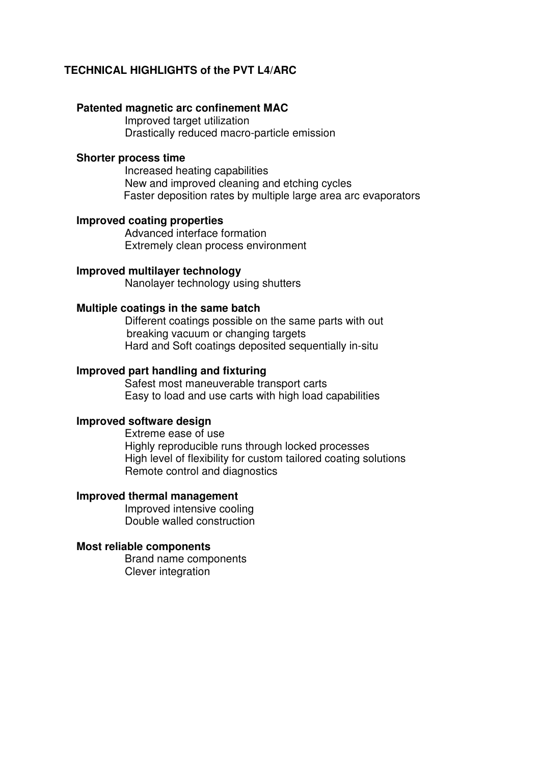## TECHNICAL HIGHLIGHTS of the PVT L4/ARC

**Patented magnetic arc confinement MAC**

- Improved target utilization
- Drastically reduced macro-particle emission

**Shorter process time**

- Increased heating capabilities
- New and improved cleaning and etching cycles
- Faster deposition rates by multiple large area arc evaporators

**Improved coating properties**

- Advanced interface formation
- Extremely clean process environment

**Improved multilayer technology**

- Nanolayer technology using shutters

**Multiple coatings in the same batch**

- Different coatings possible on the same parts with out breaking vacuum or changing targets
- Hard and Soft coatings deposited sequentially in-situ

**Improved part handling and fixturing**

- Safest most maneuverable transport carts
- Easy to load and use carts with high load capabilities

**Improved software design**

- Extreme ease of use
- Highly reproducible runs through locked processes
- High level of flexibility for custom tailored coating solutions
- Remote control and diagnostics

**Improved thermal management**

- Improved intensive cooling
- Double walled construction

**Most reliable components**

- Brand name components
- Clever integration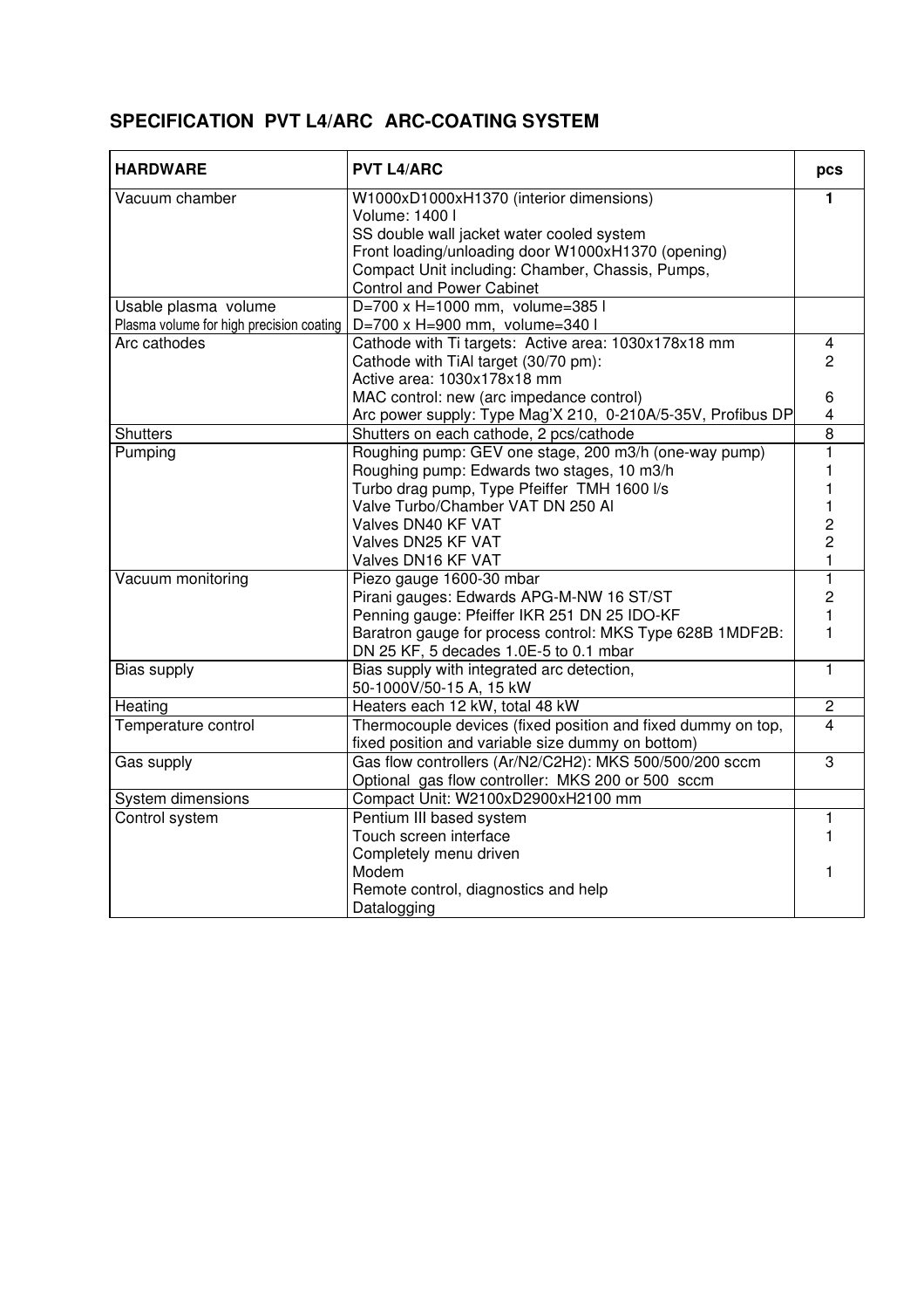## SPECIFICATION PVT L4/ARC ARC-COATING SYSTEM

| HARDWARE | PVT L4/ARC | pcs |
|---|---|---|
| Vacuum chamber | W1000xD1000xH1370 (interior dimensions)<br>Volume: 1400 l<br>SS double wall jacket water cooled system<br>Front loading/unloading door W1000xH1370 (opening)<br>Compact Unit including: Chamber, Chassis, Pumps,<br>Control and Power Cabinet | **1** |
| Usable plasma volume<br>Plasma volume for high precision coating | D=700 x H=1000 mm, volume=385 l<br>D=700 x H=900 mm, volume=340 l | |
| Arc cathodes | Cathode with Ti targets: Active area: 1030x178x18 mm<br>Cathode with TiAl target (30/70 pm):<br>Active area: 1030x178x18 mm<br>MAC control: new (arc impedance control)<br>Arc power supply: Type Mag'X 210, 0-210A/5-35V, Profibus DP | 4<br>2<br><br>6<br>4 |
| Shutters | Shutters on each cathode, 2 pcs/cathode | 8 |
| Pumping | Roughing pump: GEV one stage, 200 m3/h (one-way pump)<br>Roughing pump: Edwards two stages, 10 m3/h<br>Turbo drag pump, Type Pfeiffer TMH 1600 l/s<br>Valve Turbo/Chamber VAT DN 250 Al<br>Valves DN40 KF VAT<br>Valves DN25 KF VAT<br>Valves DN16 KF VAT | 1<br>1<br>1<br>1<br>2<br>2<br>1 |
| Vacuum monitoring | Piezo gauge 1600-30 mbar<br>Pirani gauges: Edwards APG-M-NW 16 ST/ST<br>Penning gauge: Pfeiffer IKR 251 DN 25 IDO-KF<br>Baratron gauge for process control: MKS Type 628B 1MDF2B:<br>DN 25 KF, 5 decades 1.0E-5 to 0.1 mbar | 1<br>2<br>1<br>1 |
| Bias supply | Bias supply with integrated arc detection,<br>50-1000V/50-15 A, 15 kW | 1 |
| Heating | Heaters each 12 kW, total 48 kW | 2 |
| Temperature control | Thermocouple devices (fixed position and fixed dummy on top,<br>fixed position and variable size dummy on bottom) | 4 |
| Gas supply | Gas flow controllers (Ar/N2/C2H2): MKS 500/500/200 sccm<br>Optional gas flow controller: MKS 200 or 500 sccm | 3 |
| System dimensions | Compact Unit: W2100xD2900xH2100 mm | |
| Control system | Pentium III based system<br>Touch screen interface<br>Completely menu driven<br>Modem<br>Remote control, diagnostics and help<br>Datalogging | 1<br>1<br><br>1 |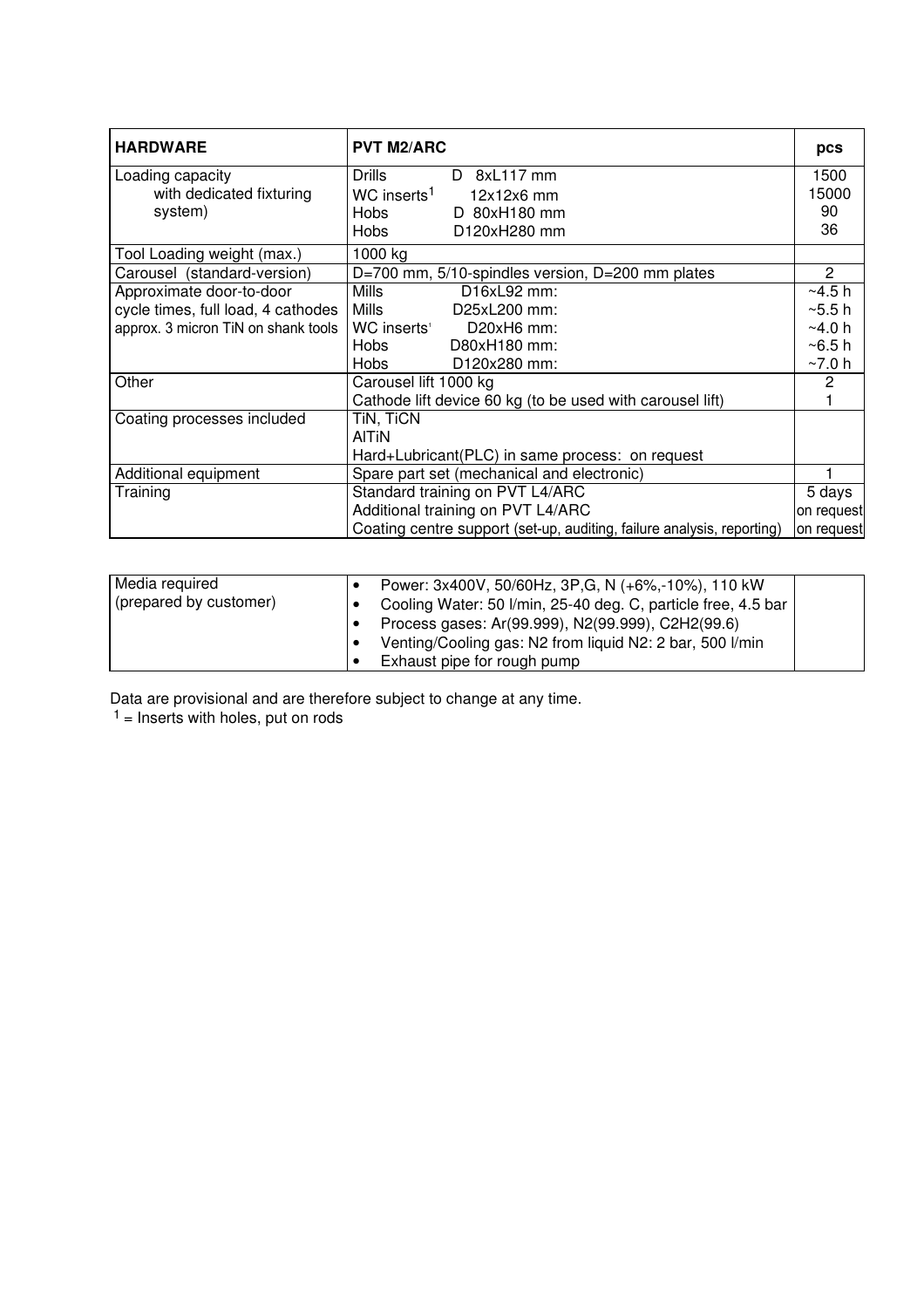| HARDWARE | PVT M2/ARC | pcs |
|---|---|---|
| Loading capacity with dedicated fixturing system) | Drills D 8xL117 mm<br>WC inserts[1] 12x12x6 mm<br>Hobs D 80xH180 mm<br>Hobs D120xH280 mm | 1500<br>15000<br>90<br>36 |
| Tool Loading weight (max.) | 1000 kg | |
| Carousel (standard-version) | D=700 mm, 5/10-spindles version, D=200 mm plates | 2 |
| Approximate door-to-door cycle times, full load, 4 cathodes approx. 3 micron TiN on shank tools | Mills D16xL92 mm:<br>Mills D25xL200 mm:<br>WC inserts[1] D20xH6 mm:<br>Hobs D80xH180 mm:<br>Hobs D120x280 mm: | ~4.5 h<br>~5.5 h<br>~4.0 h<br>~6.5 h<br>~7.0 h |
| Other | Carousel lift 1000 kg<br>Cathode lift device 60 kg (to be used with carousel lift) | 2<br>1 |
| Coating processes included | TiN, TiCN<br>AlTiN<br>Hard+Lubricant(PLC) in same process: on request | |
| Additional equipment | Spare part set (mechanical and electronic) | 1 |
| Training | Standard training on PVT L4/ARC<br>Additional training on PVT L4/ARC<br>Coating centre support (set-up, auditing, failure analysis, reporting) | 5 days<br>on request<br>on request |

| | | |
|---|---|---|
| Media required (prepared by customer) | • Power: 3x400V, 50/60Hz, 3P,G, N (+6%,-10%), 110 kW<br>• Cooling Water: 50 l/min, 25-40 deg. C, particle free, 4.5 bar<br>• Process gases: Ar(99.999), N2(99.999), C2H2(99.6)<br>• Venting/Cooling gas: N2 from liquid N2: 2 bar, 500 l/min<br>• Exhaust pipe for rough pump | |

Data are provisional and are therefore subject to change at any time.

[1] = Inserts with holes, put on rods